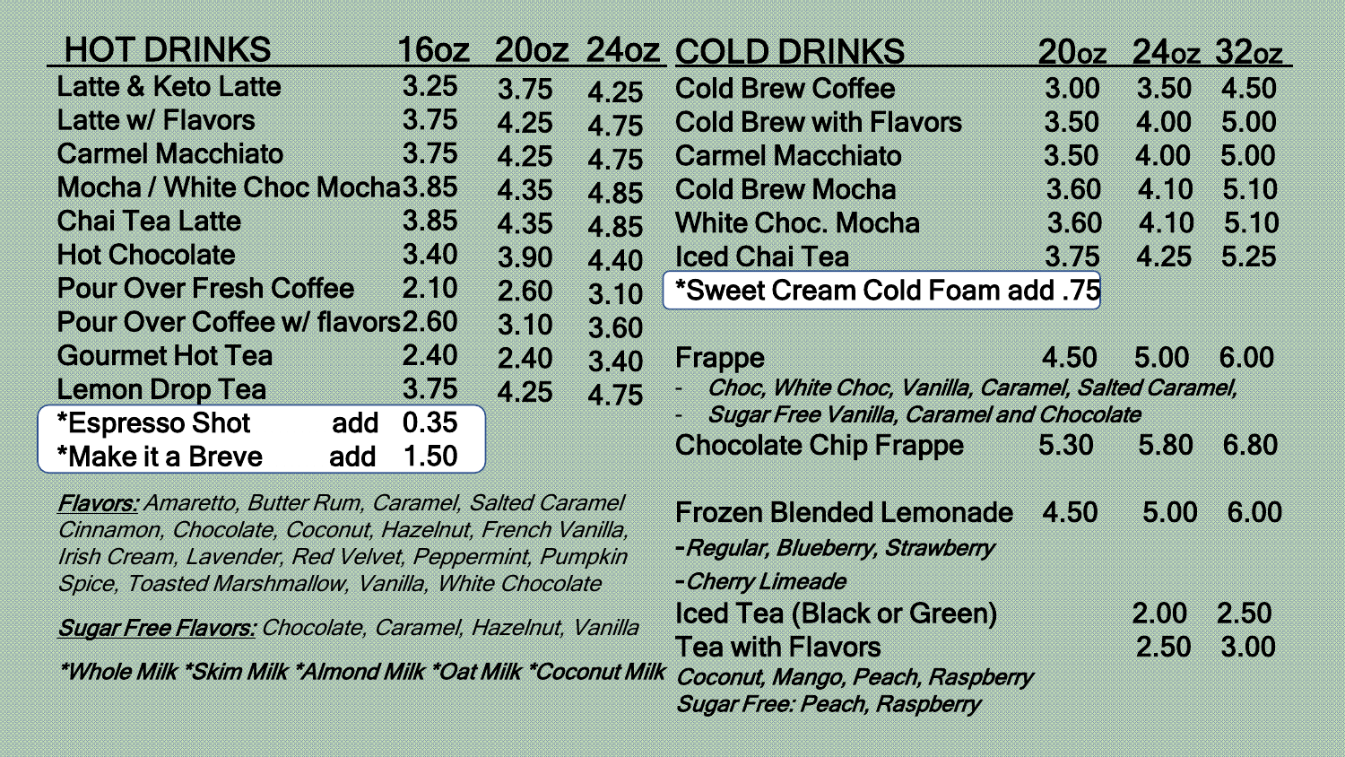## HOT DRINKS

| HOT DRINKS | 16oz | 20oz | 24oz |
|---|---|---|---|
| Latte & Keto Latte | 3.25 | 3.75 | 4.25 |
| Latte w/ Flavors | 3.75 | 4.25 | 4.75 |
| Carmel Macchiato | 3.75 | 4.25 | 4.75 |
| Mocha / White Choc Mocha | 3.85 | 4.35 | 4.85 |
| Chai Tea Latte | 3.85 | 4.35 | 4.85 |
| Hot Chocolate | 3.40 | 3.90 | 4.40 |
| Pour Over Fresh Coffee | 2.10 | 2.60 | 3.10 |
| Pour Over Coffee w/ flavors | 2.60 | 3.10 | 3.60 |
| Gourmet Hot Tea | 2.40 | 2.40 | 3.40 |
| Lemon Drop Tea | 3.75 | 4.25 | 4.75 |

*Espresso Shot add 0.35
*Make it a Breve add 1.50

***Flavors:*** *Amaretto, Butter Rum, Caramel, Salted Caramel Cinnamon, Chocolate, Coconut, Hazelnut, French Vanilla, Irish Cream, Lavender, Red Velvet, Peppermint, Pumpkin Spice, Toasted Marshmallow, Vanilla, White Chocolate*

***Sugar Free Flavors:*** *Chocolate, Caramel, Hazelnut, Vanilla*

***Whole Milk *Skim Milk *Almond Milk *Oat Milk *Coconut Milk***

## COLD DRINKS

| COLD DRINKS | 20oz | 24oz | 32oz |
|---|---|---|---|
| Cold Brew Coffee | 3.00 | 3.50 | 4.50 |
| Cold Brew with Flavors | 3.50 | 4.00 | 5.00 |
| Carmel Macchiato | 3.50 | 4.00 | 5.00 |
| Cold Brew Mocha | 3.60 | 4.10 | 5.10 |
| White Choc. Mocha | 3.60 | 4.10 | 5.10 |
| Iced Chai Tea | 3.75 | 4.25 | 5.25 |

*Sweet Cream Cold Foam add .75

| | 20oz | 24oz | 32oz |
|---|---|---|---|
| Frappe | 4.50 | 5.00 | 6.00 |
| Chocolate Chip Frappe | 5.30 | 5.80 | 6.80 |
| Frozen Blended Lemonade | 4.50 | 5.00 | 6.00 |
| Iced Tea (Black or Green) | | 2.00 | 2.50 |
| Tea with Flavors | | 2.50 | 3.00 |

Frappe:
- *Choc, White Choc, Vanilla, Caramel, Salted Caramel,*
- *Sugar Free Vanilla, Caramel and Chocolate*

Frozen Blended Lemonade:
- *Regular, Blueberry, Strawberry*
- *Cherry Limeade*

Tea with Flavors:
*Coconut, Mango, Peach, Raspberry*
*Sugar Free: Peach, Raspberry*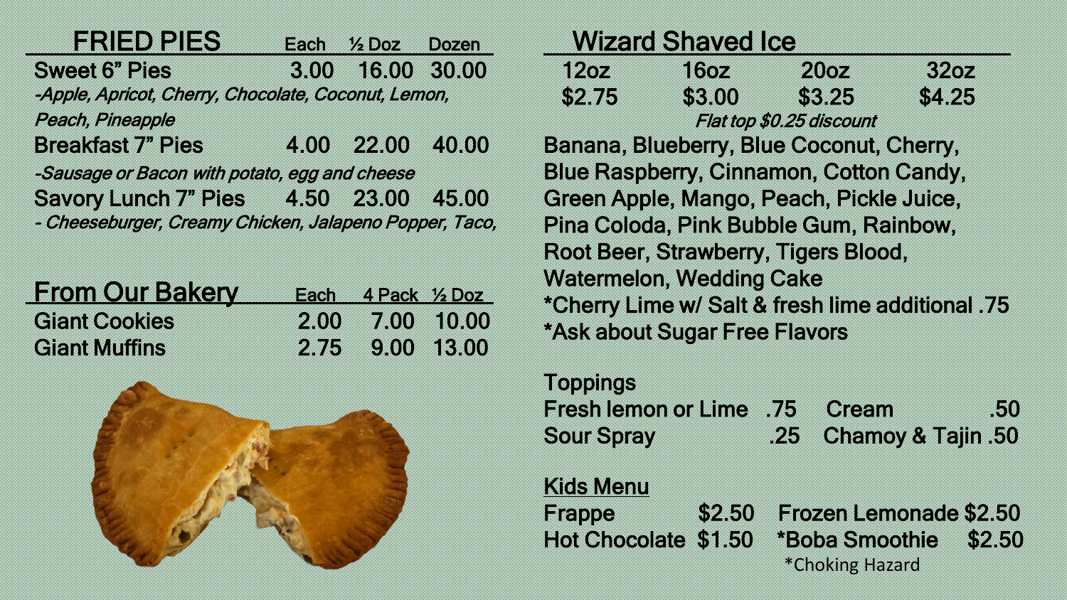## FRIED PIES

| | Each | ½ Doz | Dozen |
|---|---|---|---|
| Sweet 6" Pies | 3.00 | 16.00 | 30.00 |
| *-Apple, Apricot, Cherry, Chocolate, Coconut, Lemon, Peach, Pineapple* | | | |
| Breakfast 7" Pies | 4.00 | 22.00 | 40.00 |
| *-Sausage or Bacon with potato, egg and cheese* | | | |
| Savory Lunch 7" Pies | 4.50 | 23.00 | 45.00 |
| *- Cheeseburger, Creamy Chicken, Jalapeno Popper, Taco,* | | | |

## From Our Bakery

| | Each | 4 Pack | ½ Doz |
|---|---|---|---|
| Giant Cookies | 2.00 | 7.00 | 10.00 |
| Giant Muffins | 2.75 | 9.00 | 13.00 |

## Wizard Shaved Ice

| 12oz | 16oz | 20oz | 32oz |
|---|---|---|---|
| $2.75 | $3.00 | $3.25 | $4.25 |

*Flat top $0.25 discount*

Banana, Blueberry, Blue Coconut, Cherry, Blue Raspberry, Cinnamon, Cotton Candy, Green Apple, Mango, Peach, Pickle Juice, Pina Coloda, Pink Bubble Gum, Rainbow, Root Beer, Strawberry, Tigers Blood, Watermelon, Wedding Cake

*Cherry Lime w/ Salt & fresh lime additional .75

*Ask about Sugar Free Flavors

### Toppings

| | | | |
|---|---|---|---|
| Fresh lemon or Lime | .75 | Cream | .50 |
| Sour Spray | .25 | Chamoy & Tajin | .50 |

### Kids Menu

| | | | |
|---|---|---|---|
| Frappe | $2.50 | Frozen Lemonade | $2.50 |
| Hot Chocolate | $1.50 | *Boba Smoothie | $2.50 |

*Choking Hazard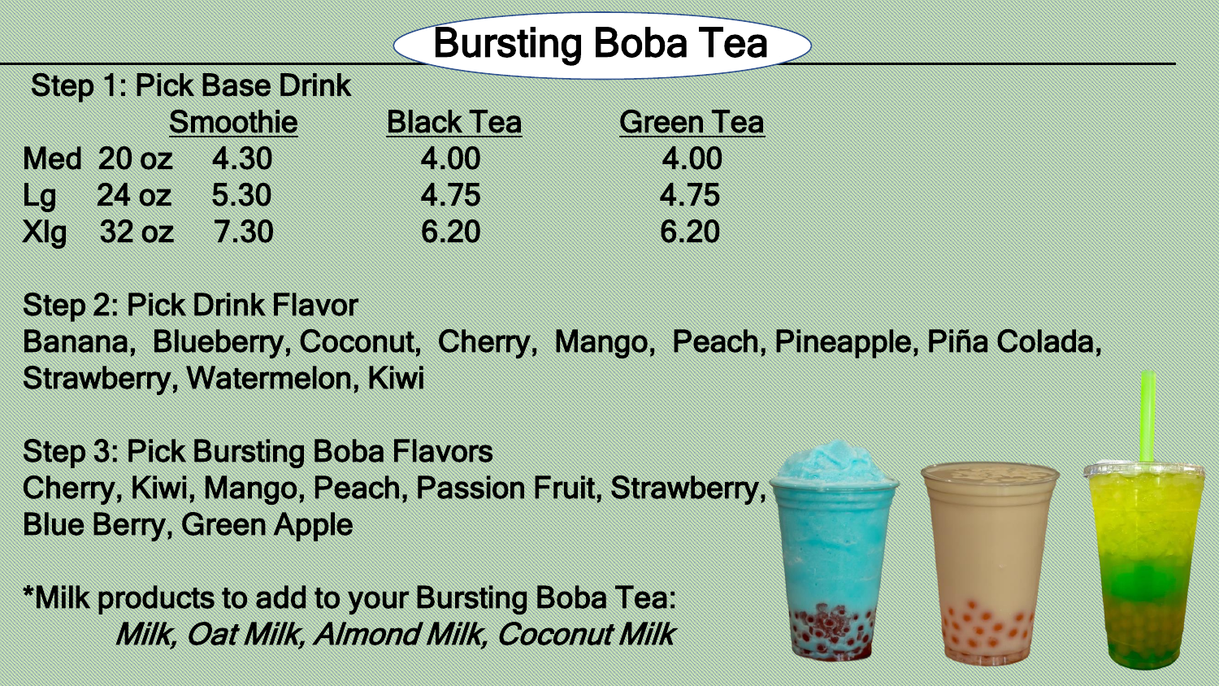# Bursting Boba Tea

**Step 1: Pick Base Drink**

| | | Smoothie | Black Tea | Green Tea |
|---|---|---|---|---|
| Med | 20 oz | 4.30 | 4.00 | 4.00 |
| Lg | 24 oz | 5.30 | 4.75 | 4.75 |
| Xlg | 32 oz | 7.30 | 6.20 | 6.20 |

**Step 2: Pick Drink Flavor**

Banana, Blueberry, Coconut, Cherry, Mango, Peach, Pineapple, Piña Colada, Strawberry, Watermelon, Kiwi

**Step 3: Pick Bursting Boba Flavors**

Cherry, Kiwi, Mango, Peach, Passion Fruit, Strawberry, Blue Berry, Green Apple

*Milk products to add to your Bursting Boba Tea:

*Milk, Oat Milk, Almond Milk, Coconut Milk*